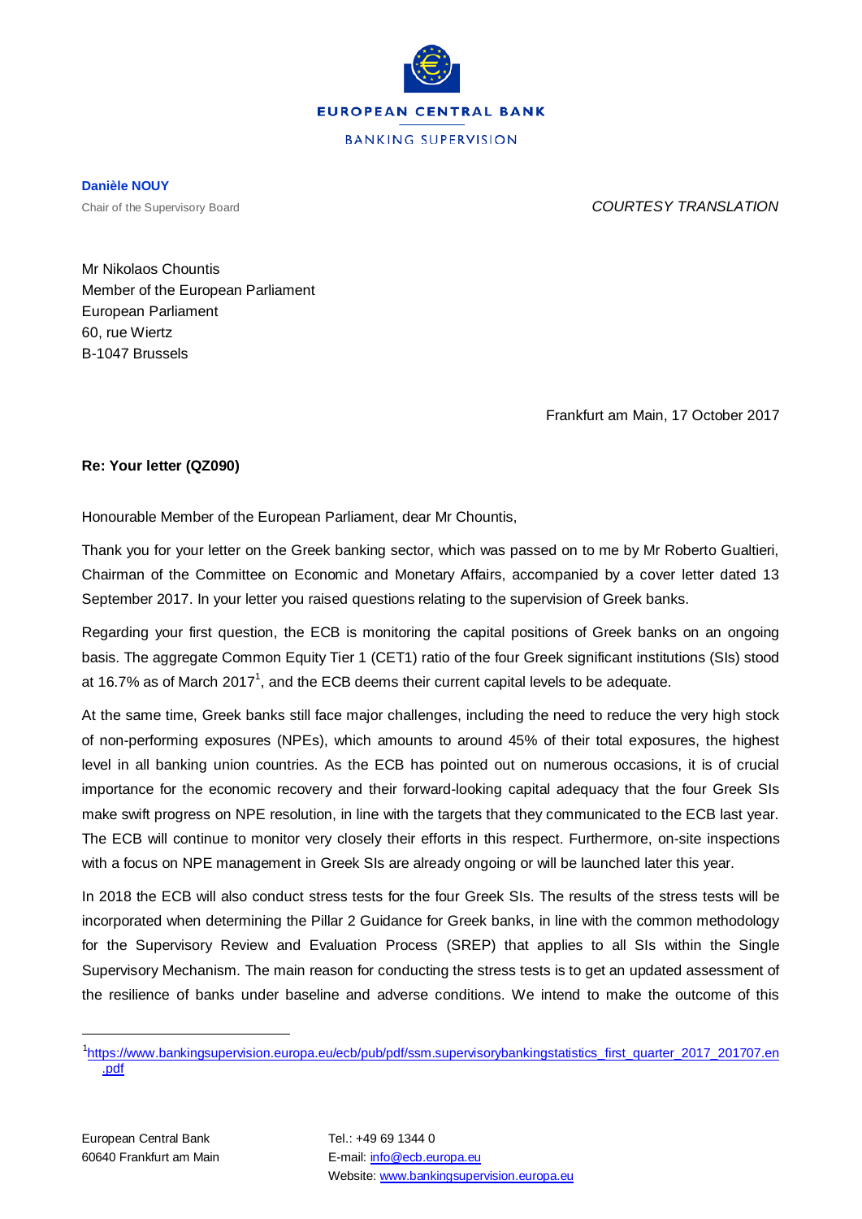EUROPEAN CENTRAL BANK

BANKING SUPERVISION

**Danièle NOUY**

Chair of the Supervisory Board

*COURTESY TRANSLATION*

Mr Nikolaos Chountis
Member of the European Parliament
European Parliament
60, rue Wiertz
B-1047 Brussels

Frankfurt am Main, 17 October 2017

**Re: Your letter (QZ090)**

Honourable Member of the European Parliament, dear Mr Chountis,

Thank you for your letter on the Greek banking sector, which was passed on to me by Mr Roberto Gualtieri, Chairman of the Committee on Economic and Monetary Affairs, accompanied by a cover letter dated 13 September 2017. In your letter you raised questions relating to the supervision of Greek banks.

Regarding your first question, the ECB is monitoring the capital positions of Greek banks on an ongoing basis. The aggregate Common Equity Tier 1 (CET1) ratio of the four Greek significant institutions (SIs) stood at 16.7% as of March 2017[1], and the ECB deems their current capital levels to be adequate.

At the same time, Greek banks still face major challenges, including the need to reduce the very high stock of non-performing exposures (NPEs), which amounts to around 45% of their total exposures, the highest level in all banking union countries. As the ECB has pointed out on numerous occasions, it is of crucial importance for the economic recovery and their forward-looking capital adequacy that the four Greek SIs make swift progress on NPE resolution, in line with the targets that they communicated to the ECB last year. The ECB will continue to monitor very closely their efforts in this respect. Furthermore, on-site inspections with a focus on NPE management in Greek SIs are already ongoing or will be launched later this year.

In 2018 the ECB will also conduct stress tests for the four Greek SIs. The results of the stress tests will be incorporated when determining the Pillar 2 Guidance for Greek banks, in line with the common methodology for the Supervisory Review and Evaluation Process (SREP) that applies to all SIs within the Single Supervisory Mechanism. The main reason for conducting the stress tests is to get an updated assessment of the resilience of banks under baseline and adverse conditions. We intend to make the outcome of this

---

[1] https://www.bankingsupervision.europa.eu/ecb/pub/pdf/ssm.supervisorybankingstatistics_first_quarter_2017_201707.en.pdf

European Central Bank
60640 Frankfurt am Main

Tel.: +49 69 1344 0
E-mail: info@ecb.europa.eu
Website: www.bankingsupervision.europa.eu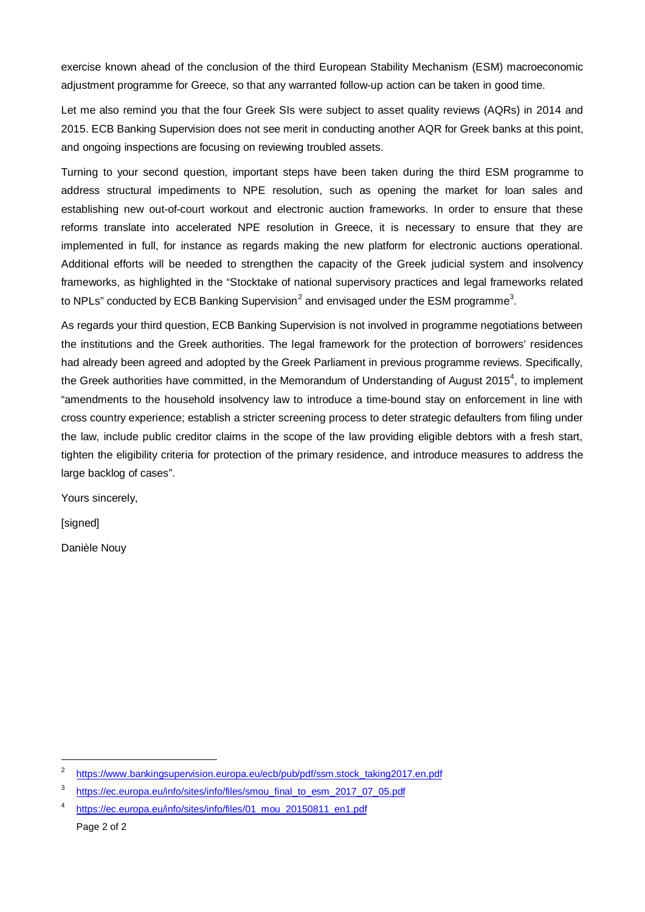exercise known ahead of the conclusion of the third European Stability Mechanism (ESM) macroeconomic adjustment programme for Greece, so that any warranted follow-up action can be taken in good time.

Let me also remind you that the four Greek SIs were subject to asset quality reviews (AQRs) in 2014 and 2015. ECB Banking Supervision does not see merit in conducting another AQR for Greek banks at this point, and ongoing inspections are focusing on reviewing troubled assets.

Turning to your second question, important steps have been taken during the third ESM programme to address structural impediments to NPE resolution, such as opening the market for loan sales and establishing new out-of-court workout and electronic auction frameworks. In order to ensure that these reforms translate into accelerated NPE resolution in Greece, it is necessary to ensure that they are implemented in full, for instance as regards making the new platform for electronic auctions operational. Additional efforts will be needed to strengthen the capacity of the Greek judicial system and insolvency frameworks, as highlighted in the "Stocktake of national supervisory practices and legal frameworks related to NPLs" conducted by ECB Banking Supervision[2] and envisaged under the ESM programme[3].

As regards your third question, ECB Banking Supervision is not involved in programme negotiations between the institutions and the Greek authorities. The legal framework for the protection of borrowers' residences had already been agreed and adopted by the Greek Parliament in previous programme reviews. Specifically, the Greek authorities have committed, in the Memorandum of Understanding of August 2015[4], to implement "amendments to the household insolvency law to introduce a time-bound stay on enforcement in line with cross country experience; establish a stricter screening process to deter strategic defaulters from filing under the law, include public creditor claims in the scope of the law providing eligible debtors with a fresh start, tighten the eligibility criteria for protection of the primary residence, and introduce measures to address the large backlog of cases".

Yours sincerely,

[signed]

Danièle Nouy

---

[2] https://www.bankingsupervision.europa.eu/ecb/pub/pdf/ssm.stock_taking2017.en.pdf

[3] https://ec.europa.eu/info/sites/info/files/smou_final_to_esm_2017_07_05.pdf

[4] https://ec.europa.eu/info/sites/info/files/01_mou_20150811_en1.pdf